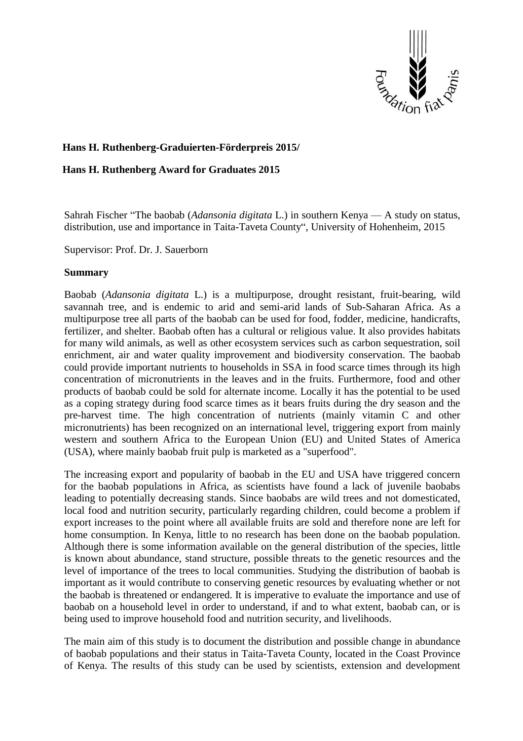**Hans H. Ruthenberg-Graduierten-Förderpreis 2015/**

**Hans H. Ruthenberg Award for Graduates 2015**

Sahrah Fischer "The baobab (*Adansonia digitata* L.) in southern Kenya — A study on status, distribution, use and importance in Taita-Taveta County", University of Hohenheim, 2015

Supervisor: Prof. Dr. J. Sauerborn

**Summary**

Baobab (*Adansonia digitata* L.) is a multipurpose, drought resistant, fruit-bearing, wild savannah tree, and is endemic to arid and semi-arid lands of Sub-Saharan Africa. As a multipurpose tree all parts of the baobab can be used for food, fodder, medicine, handicrafts, fertilizer, and shelter. Baobab often has a cultural or religious value. It also provides habitats for many wild animals, as well as other ecosystem services such as carbon sequestration, soil enrichment, air and water quality improvement and biodiversity conservation. The baobab could provide important nutrients to households in SSA in food scarce times through its high concentration of micronutrients in the leaves and in the fruits. Furthermore, food and other products of baobab could be sold for alternate income. Locally it has the potential to be used as a coping strategy during food scarce times as it bears fruits during the dry season and the pre-harvest time. The high concentration of nutrients (mainly vitamin C and other micronutrients) has been recognized on an international level, triggering export from mainly western and southern Africa to the European Union (EU) and United States of America (USA), where mainly baobab fruit pulp is marketed as a "superfood".

The increasing export and popularity of baobab in the EU and USA have triggered concern for the baobab populations in Africa, as scientists have found a lack of juvenile baobabs leading to potentially decreasing stands. Since baobabs are wild trees and not domesticated, local food and nutrition security, particularly regarding children, could become a problem if export increases to the point where all available fruits are sold and therefore none are left for home consumption. In Kenya, little to no research has been done on the baobab population. Although there is some information available on the general distribution of the species, little is known about abundance, stand structure, possible threats to the genetic resources and the level of importance of the trees to local communities. Studying the distribution of baobab is important as it would contribute to conserving genetic resources by evaluating whether or not the baobab is threatened or endangered. It is imperative to evaluate the importance and use of baobab on a household level in order to understand, if and to what extent, baobab can, or is being used to improve household food and nutrition security, and livelihoods.

The main aim of this study is to document the distribution and possible change in abundance of baobab populations and their status in Taita-Taveta County, located in the Coast Province of Kenya. The results of this study can be used by scientists, extension and development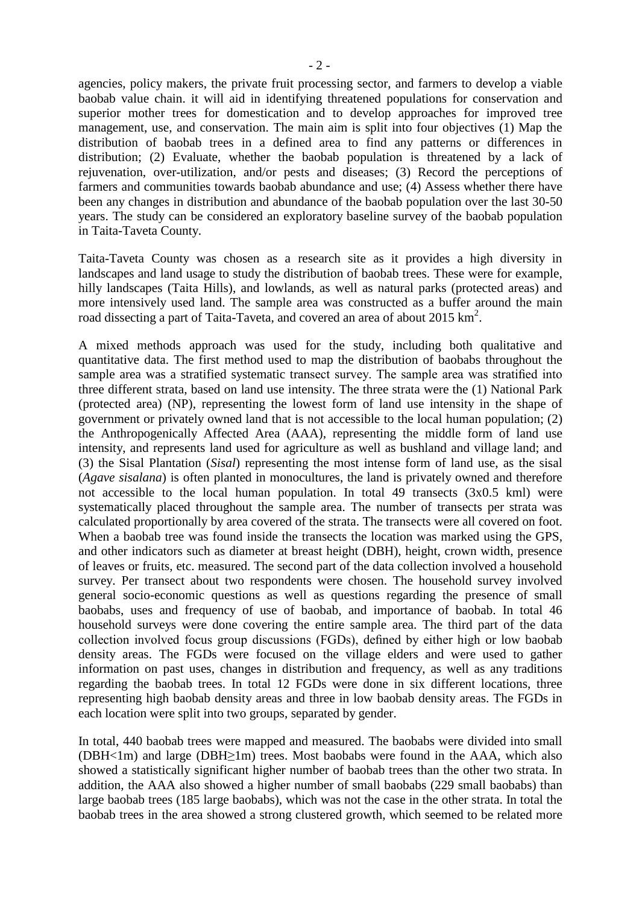agencies, policy makers, the private fruit processing sector, and farmers to develop a viable baobab value chain. it will aid in identifying threatened populations for conservation and superior mother trees for domestication and to develop approaches for improved tree management, use, and conservation. The main aim is split into four objectives (1) Map the distribution of baobab trees in a defined area to find any patterns or differences in distribution; (2) Evaluate, whether the baobab population is threatened by a lack of rejuvenation, over-utilization, and/or pests and diseases; (3) Record the perceptions of farmers and communities towards baobab abundance and use; (4) Assess whether there have been any changes in distribution and abundance of the baobab population over the last 30-50 years. The study can be considered an exploratory baseline survey of the baobab population in Taita-Taveta County.

Taita-Taveta County was chosen as a research site as it provides a high diversity in landscapes and land usage to study the distribution of baobab trees. These were for example, hilly landscapes (Taita Hills), and lowlands, as well as natural parks (protected areas) and more intensively used land. The sample area was constructed as a buffer around the main road dissecting a part of Taita-Taveta, and covered an area of about 2015 $km^2$.

A mixed methods approach was used for the study, including both qualitative and quantitative data. The first method used to map the distribution of baobabs throughout the sample area was a stratified systematic transect survey. The sample area was stratified into three different strata, based on land use intensity. The three strata were the (1) National Park (protected area) (NP), representing the lowest form of land use intensity in the shape of government or privately owned land that is not accessible to the local human population; (2) the Anthropogenically Affected Area (AAA), representing the middle form of land use intensity, and represents land used for agriculture as well as bushland and village land; and (3) the Sisal Plantation (*Sisal*) representing the most intense form of land use, as the sisal (*Agave sisalana*) is often planted in monocultures, the land is privately owned and therefore not accessible to the local human population. In total 49 transects (3x0.5 kml) were systematically placed throughout the sample area. The number of transects per strata was calculated proportionally by area covered of the strata. The transects were all covered on foot. When a baobab tree was found inside the transects the location was marked using the GPS, and other indicators such as diameter at breast height (DBH), height, crown width, presence of leaves or fruits, etc. measured. The second part of the data collection involved a household survey. Per transect about two respondents were chosen. The household survey involved general socio-economic questions as well as questions regarding the presence of small baobabs, uses and frequency of use of baobab, and importance of baobab. In total 46 household surveys were done covering the entire sample area. The third part of the data collection involved focus group discussions (FGDs), defined by either high or low baobab density areas. The FGDs were focused on the village elders and were used to gather information on past uses, changes in distribution and frequency, as well as any traditions regarding the baobab trees. In total 12 FGDs were done in six different locations, three representing high baobab density areas and three in low baobab density areas. The FGDs in each location were split into two groups, separated by gender.

In total, 440 baobab trees were mapped and measured. The baobabs were divided into small (DBH<1m) and large (DBH≥1m) trees. Most baobabs were found in the AAA, which also showed a statistically significant higher number of baobab trees than the other two strata. In addition, the AAA also showed a higher number of small baobabs (229 small baobabs) than large baobab trees (185 large baobabs), which was not the case in the other strata. In total the baobab trees in the area showed a strong clustered growth, which seemed to be related more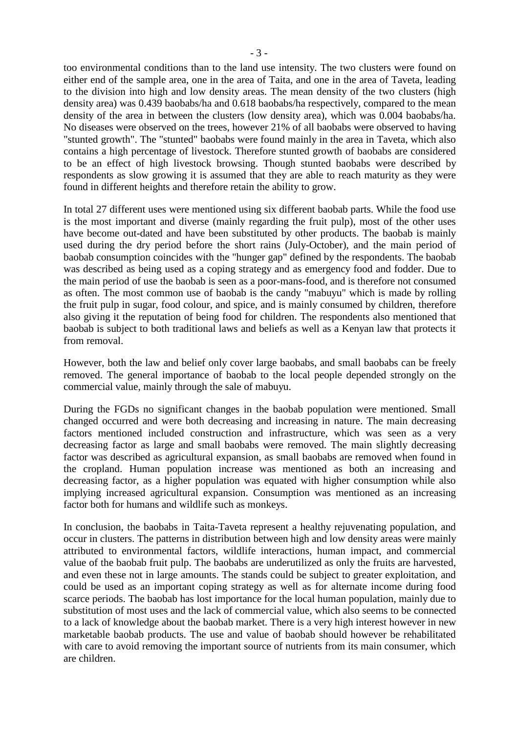too environmental conditions than to the land use intensity. The two clusters were found on either end of the sample area, one in the area of Taita, and one in the area of Taveta, leading to the division into high and low density areas. The mean density of the two clusters (high density area) was 0.439 baobabs/ha and 0.618 baobabs/ha respectively, compared to the mean density of the area in between the clusters (low density area), which was 0.004 baobabs/ha. No diseases were observed on the trees, however 21% of all baobabs were observed to having "stunted growth". The "stunted" baobabs were found mainly in the area in Taveta, which also contains a high percentage of livestock. Therefore stunted growth of baobabs are considered to be an effect of high livestock browsing. Though stunted baobabs were described by respondents as slow growing it is assumed that they are able to reach maturity as they were found in different heights and therefore retain the ability to grow.

In total 27 different uses were mentioned using six different baobab parts. While the food use is the most important and diverse (mainly regarding the fruit pulp), most of the other uses have become out-dated and have been substituted by other products. The baobab is mainly used during the dry period before the short rains (July-October), and the main period of baobab consumption coincides with the "hunger gap" defined by the respondents. The baobab was described as being used as a coping strategy and as emergency food and fodder. Due to the main period of use the baobab is seen as a poor-mans-food, and is therefore not consumed as often. The most common use of baobab is the candy "mabuyu" which is made by rolling the fruit pulp in sugar, food colour, and spice, and is mainly consumed by children, therefore also giving it the reputation of being food for children. The respondents also mentioned that baobab is subject to both traditional laws and beliefs as well as a Kenyan law that protects it from removal.

However, both the law and belief only cover large baobabs, and small baobabs can be freely removed. The general importance of baobab to the local people depended strongly on the commercial value, mainly through the sale of mabuyu.

During the FGDs no significant changes in the baobab population were mentioned. Small changed occurred and were both decreasing and increasing in nature. The main decreasing factors mentioned included construction and infrastructure, which was seen as a very decreasing factor as large and small baobabs were removed. The main slightly decreasing factor was described as agricultural expansion, as small baobabs are removed when found in the cropland. Human population increase was mentioned as both an increasing and decreasing factor, as a higher population was equated with higher consumption while also implying increased agricultural expansion. Consumption was mentioned as an increasing factor both for humans and wildlife such as monkeys.

In conclusion, the baobabs in Taita-Taveta represent a healthy rejuvenating population, and occur in clusters. The patterns in distribution between high and low density areas were mainly attributed to environmental factors, wildlife interactions, human impact, and commercial value of the baobab fruit pulp. The baobabs are underutilized as only the fruits are harvested, and even these not in large amounts. The stands could be subject to greater exploitation, and could be used as an important coping strategy as well as for alternate income during food scarce periods. The baobab has lost importance for the local human population, mainly due to substitution of most uses and the lack of commercial value, which also seems to be connected to a lack of knowledge about the baobab market. There is a very high interest however in new marketable baobab products. The use and value of baobab should however be rehabilitated with care to avoid removing the important source of nutrients from its main consumer, which are children.